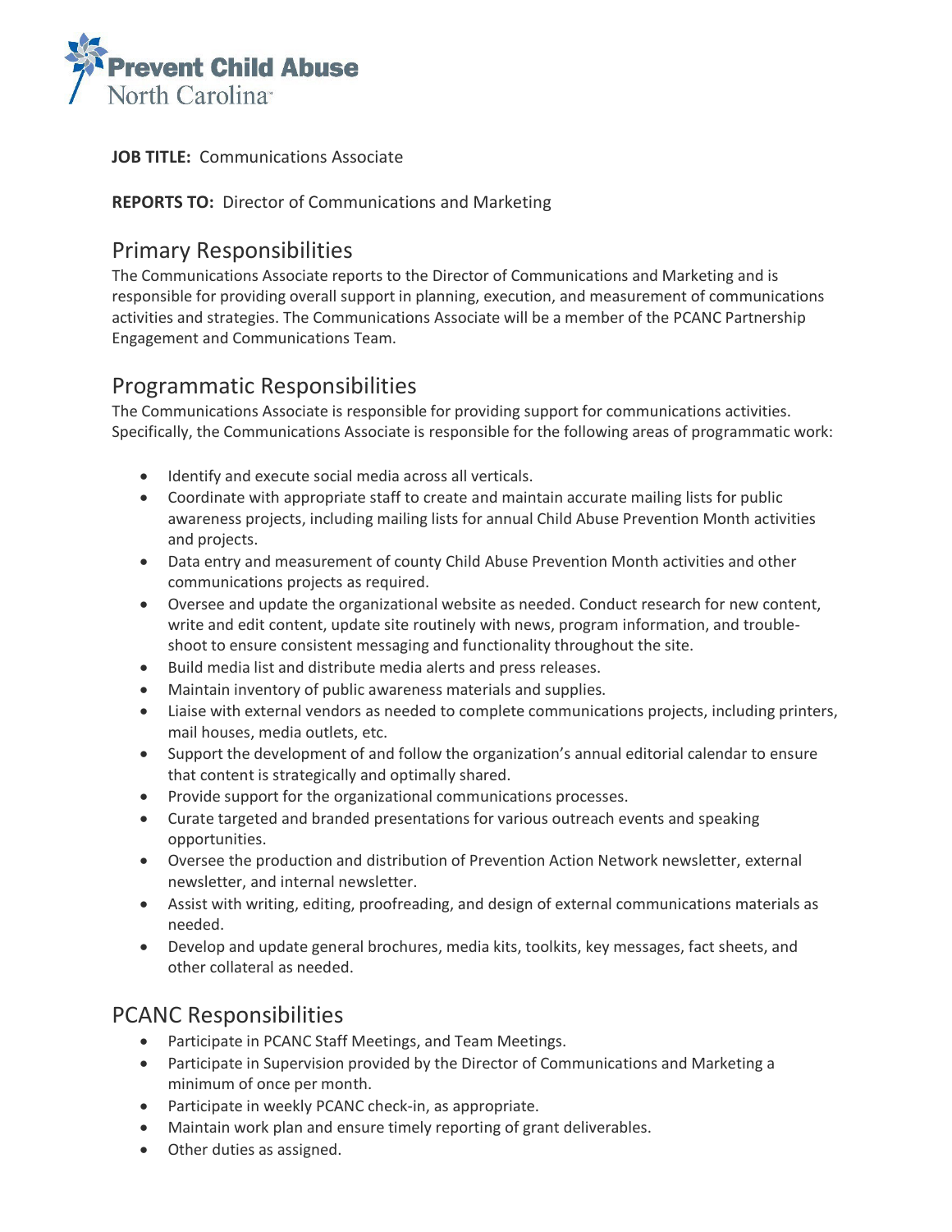Prevent Child Abuse North Carolina

**JOB TITLE:** Communications Associate

**REPORTS TO:** Director of Communications and Marketing

## Primary Responsibilities

The Communications Associate reports to the Director of Communications and Marketing and is responsible for providing overall support in planning, execution, and measurement of communications activities and strategies. The Communications Associate will be a member of the PCANC Partnership Engagement and Communications Team.

## Programmatic Responsibilities

The Communications Associate is responsible for providing support for communications activities. Specifically, the Communications Associate is responsible for the following areas of programmatic work:

- Identify and execute social media across all verticals.
- Coordinate with appropriate staff to create and maintain accurate mailing lists for public awareness projects, including mailing lists for annual Child Abuse Prevention Month activities and projects.
- Data entry and measurement of county Child Abuse Prevention Month activities and other communications projects as required.
- Oversee and update the organizational website as needed. Conduct research for new content, write and edit content, update site routinely with news, program information, and trouble-shoot to ensure consistent messaging and functionality throughout the site.
- Build media list and distribute media alerts and press releases.
- Maintain inventory of public awareness materials and supplies.
- Liaise with external vendors as needed to complete communications projects, including printers, mail houses, media outlets, etc.
- Support the development of and follow the organization's annual editorial calendar to ensure that content is strategically and optimally shared.
- Provide support for the organizational communications processes.
- Curate targeted and branded presentations for various outreach events and speaking opportunities.
- Oversee the production and distribution of Prevention Action Network newsletter, external newsletter, and internal newsletter.
- Assist with writing, editing, proofreading, and design of external communications materials as needed.
- Develop and update general brochures, media kits, toolkits, key messages, fact sheets, and other collateral as needed.

## PCANC Responsibilities

- Participate in PCANC Staff Meetings, and Team Meetings.
- Participate in Supervision provided by the Director of Communications and Marketing a minimum of once per month.
- Participate in weekly PCANC check-in, as appropriate.
- Maintain work plan and ensure timely reporting of grant deliverables.
- Other duties as assigned.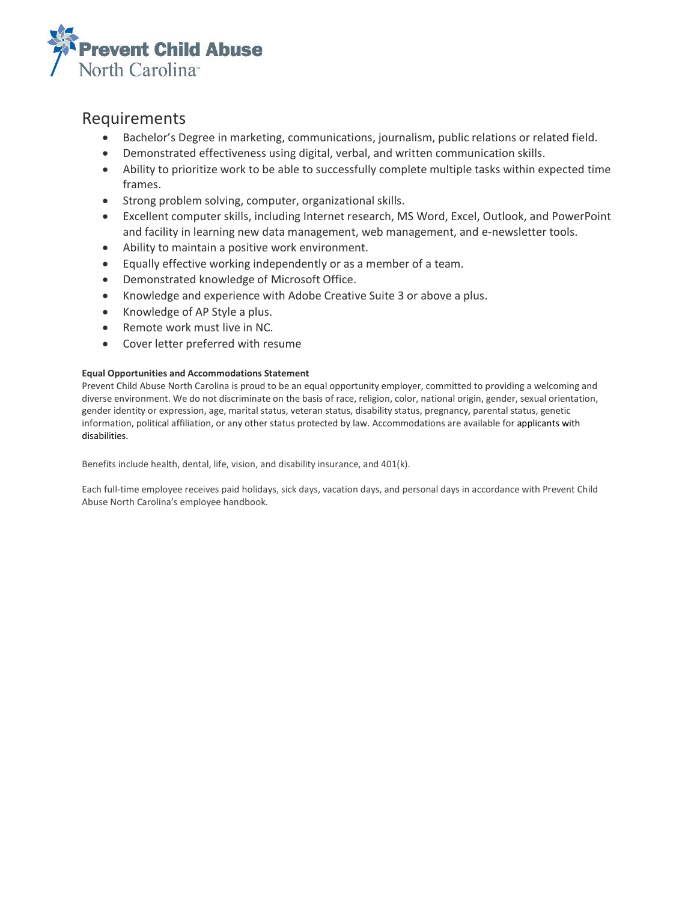## Requirements

- Bachelor's Degree in marketing, communications, journalism, public relations or related field.
- Demonstrated effectiveness using digital, verbal, and written communication skills.
- Ability to prioritize work to be able to successfully complete multiple tasks within expected time frames.
- Strong problem solving, computer, organizational skills.
- Excellent computer skills, including Internet research, MS Word, Excel, Outlook, and PowerPoint and facility in learning new data management, web management, and e-newsletter tools.
- Ability to maintain a positive work environment.
- Equally effective working independently or as a member of a team.
- Demonstrated knowledge of Microsoft Office.
- Knowledge and experience with Adobe Creative Suite 3 or above a plus.
- Knowledge of AP Style a plus.
- Remote work must live in NC.
- Cover letter preferred with resume

**Equal Opportunities and Accommodations Statement**

Prevent Child Abuse North Carolina is proud to be an equal opportunity employer, committed to providing a welcoming and diverse environment. We do not discriminate on the basis of race, religion, color, national origin, gender, sexual orientation, gender identity or expression, age, marital status, veteran status, disability status, pregnancy, parental status, genetic information, political affiliation, or any other status protected by law. Accommodations are available for applicants with disabilities.

Benefits include health, dental, life, vision, and disability insurance, and 401(k).

Each full-time employee receives paid holidays, sick days, vacation days, and personal days in accordance with Prevent Child Abuse North Carolina's employee handbook.